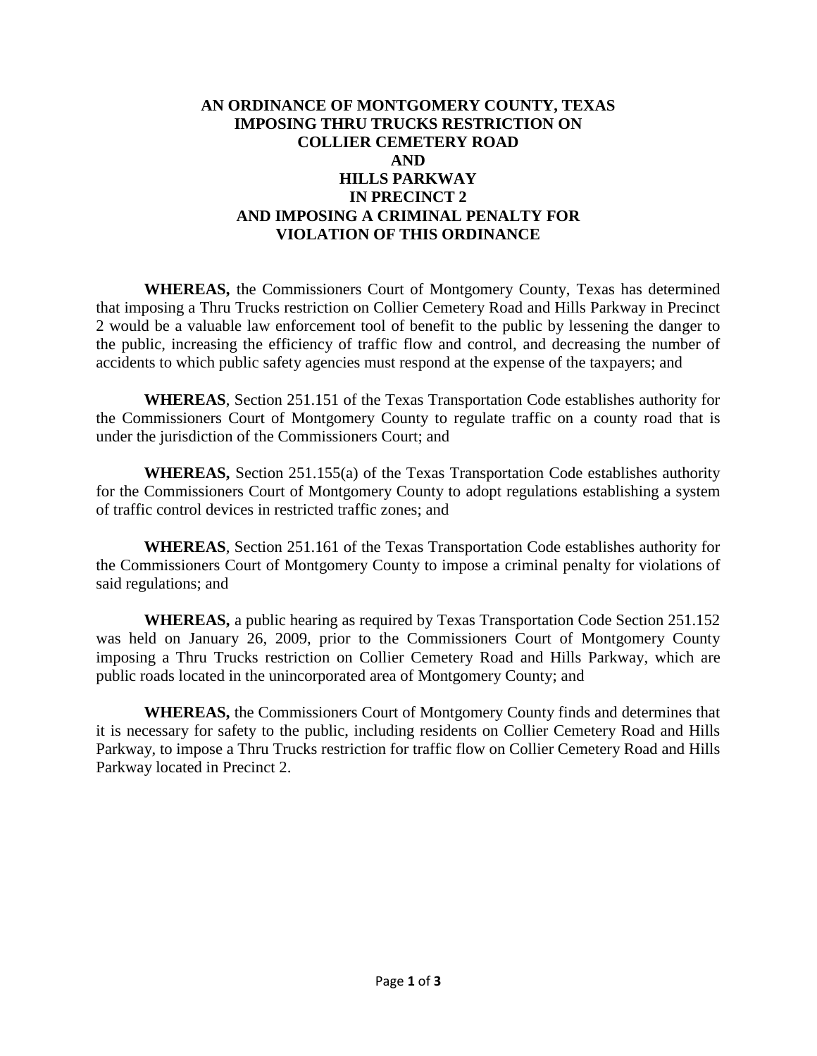# AN ORDINANCE OF MONTGOMERY COUNTY, TEXAS IMPOSING THRU TRUCKS RESTRICTION ON COLLIER CEMETERY ROAD AND HILLS PARKWAY IN PRECINCT 2 AND IMPOSING A CRIMINAL PENALTY FOR VIOLATION OF THIS ORDINANCE

**WHEREAS,** the Commissioners Court of Montgomery County, Texas has determined that imposing a Thru Trucks restriction on Collier Cemetery Road and Hills Parkway in Precinct 2 would be a valuable law enforcement tool of benefit to the public by lessening the danger to the public, increasing the efficiency of traffic flow and control, and decreasing the number of accidents to which public safety agencies must respond at the expense of the taxpayers; and

**WHEREAS**, Section 251.151 of the Texas Transportation Code establishes authority for the Commissioners Court of Montgomery County to regulate traffic on a county road that is under the jurisdiction of the Commissioners Court; and

**WHEREAS,** Section 251.155(a) of the Texas Transportation Code establishes authority for the Commissioners Court of Montgomery County to adopt regulations establishing a system of traffic control devices in restricted traffic zones; and

**WHEREAS**, Section 251.161 of the Texas Transportation Code establishes authority for the Commissioners Court of Montgomery County to impose a criminal penalty for violations of said regulations; and

**WHEREAS,** a public hearing as required by Texas Transportation Code Section 251.152 was held on January 26, 2009, prior to the Commissioners Court of Montgomery County imposing a Thru Trucks restriction on Collier Cemetery Road and Hills Parkway, which are public roads located in the unincorporated area of Montgomery County; and

**WHEREAS,** the Commissioners Court of Montgomery County finds and determines that it is necessary for safety to the public, including residents on Collier Cemetery Road and Hills Parkway, to impose a Thru Trucks restriction for traffic flow on Collier Cemetery Road and Hills Parkway located in Precinct 2.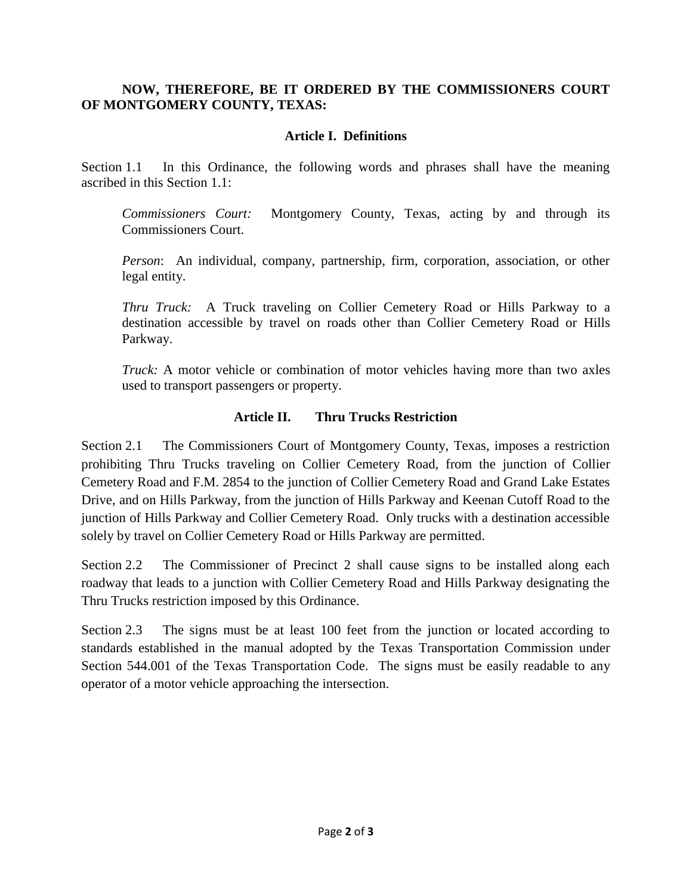**NOW, THEREFORE, BE IT ORDERED BY THE COMMISSIONERS COURT OF MONTGOMERY COUNTY, TEXAS:**

## Article I. Definitions

Section 1.1 In this Ordinance, the following words and phrases shall have the meaning ascribed in this Section 1.1:

*Commissioners Court:* Montgomery County, Texas, acting by and through its Commissioners Court.

*Person*: An individual, company, partnership, firm, corporation, association, or other legal entity.

*Thru Truck:* A Truck traveling on Collier Cemetery Road or Hills Parkway to a destination accessible by travel on roads other than Collier Cemetery Road or Hills Parkway.

*Truck:* A motor vehicle or combination of motor vehicles having more than two axles used to transport passengers or property.

## Article II. Thru Trucks Restriction

Section 2.1 The Commissioners Court of Montgomery County, Texas, imposes a restriction prohibiting Thru Trucks traveling on Collier Cemetery Road, from the junction of Collier Cemetery Road and F.M. 2854 to the junction of Collier Cemetery Road and Grand Lake Estates Drive, and on Hills Parkway, from the junction of Hills Parkway and Keenan Cutoff Road to the junction of Hills Parkway and Collier Cemetery Road. Only trucks with a destination accessible solely by travel on Collier Cemetery Road or Hills Parkway are permitted.

Section 2.2 The Commissioner of Precinct 2 shall cause signs to be installed along each roadway that leads to a junction with Collier Cemetery Road and Hills Parkway designating the Thru Trucks restriction imposed by this Ordinance.

Section 2.3 The signs must be at least 100 feet from the junction or located according to standards established in the manual adopted by the Texas Transportation Commission under Section 544.001 of the Texas Transportation Code. The signs must be easily readable to any operator of a motor vehicle approaching the intersection.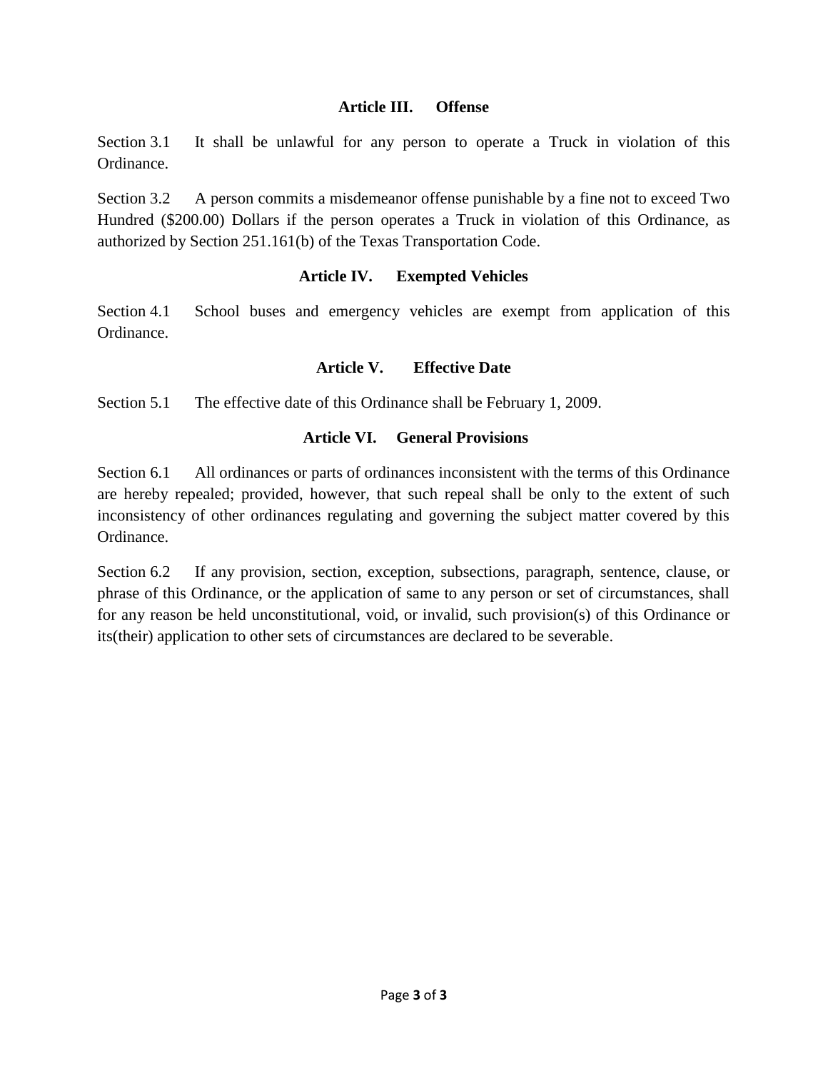## Article III. Offense

Section 3.1 It shall be unlawful for any person to operate a Truck in violation of this Ordinance.

Section 3.2 A person commits a misdemeanor offense punishable by a fine not to exceed Two Hundred ($200.00) Dollars if the person operates a Truck in violation of this Ordinance, as authorized by Section 251.161(b) of the Texas Transportation Code.

## Article IV. Exempted Vehicles

Section 4.1 School buses and emergency vehicles are exempt from application of this Ordinance.

## Article V. Effective Date

Section 5.1 The effective date of this Ordinance shall be February 1, 2009.

## Article VI. General Provisions

Section 6.1 All ordinances or parts of ordinances inconsistent with the terms of this Ordinance are hereby repealed; provided, however, that such repeal shall be only to the extent of such inconsistency of other ordinances regulating and governing the subject matter covered by this Ordinance.

Section 6.2 If any provision, section, exception, subsections, paragraph, sentence, clause, or phrase of this Ordinance, or the application of same to any person or set of circumstances, shall for any reason be held unconstitutional, void, or invalid, such provision(s) of this Ordinance or its(their) application to other sets of circumstances are declared to be severable.